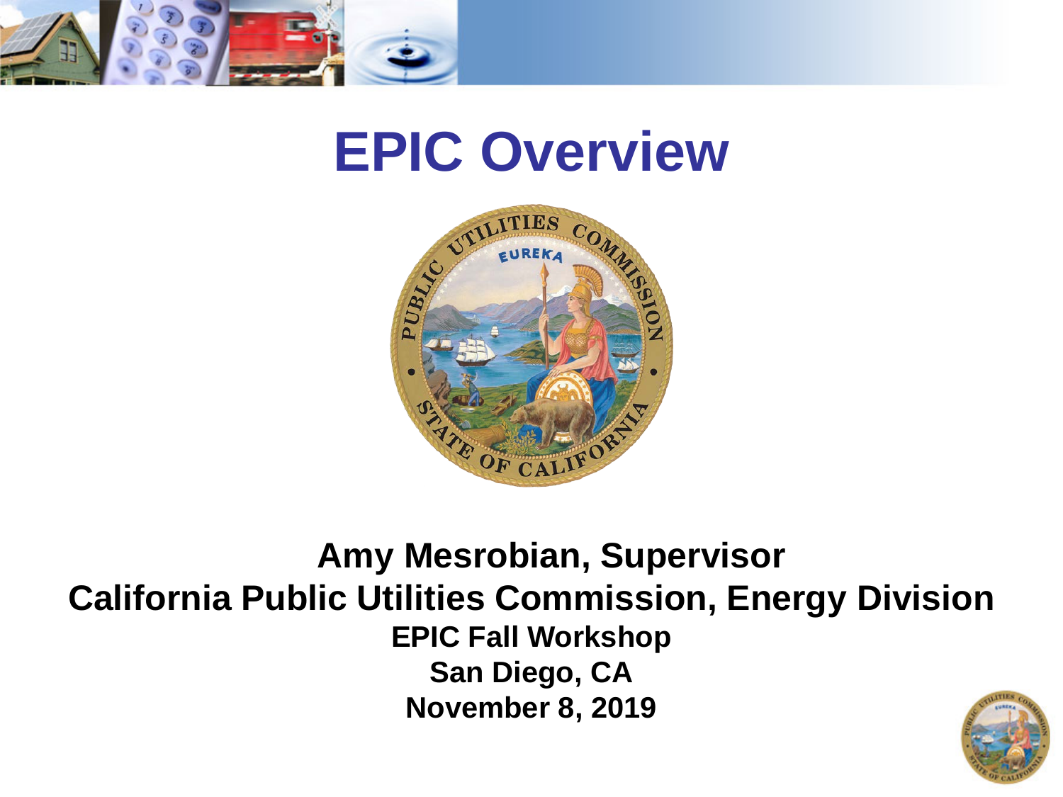# EPIC Overview

**Amy Mesrobian, Supervisor**

**California Public Utilities Commission, Energy Division**

**EPIC Fall Workshop**

**San Diego, CA**

**November 8, 2019**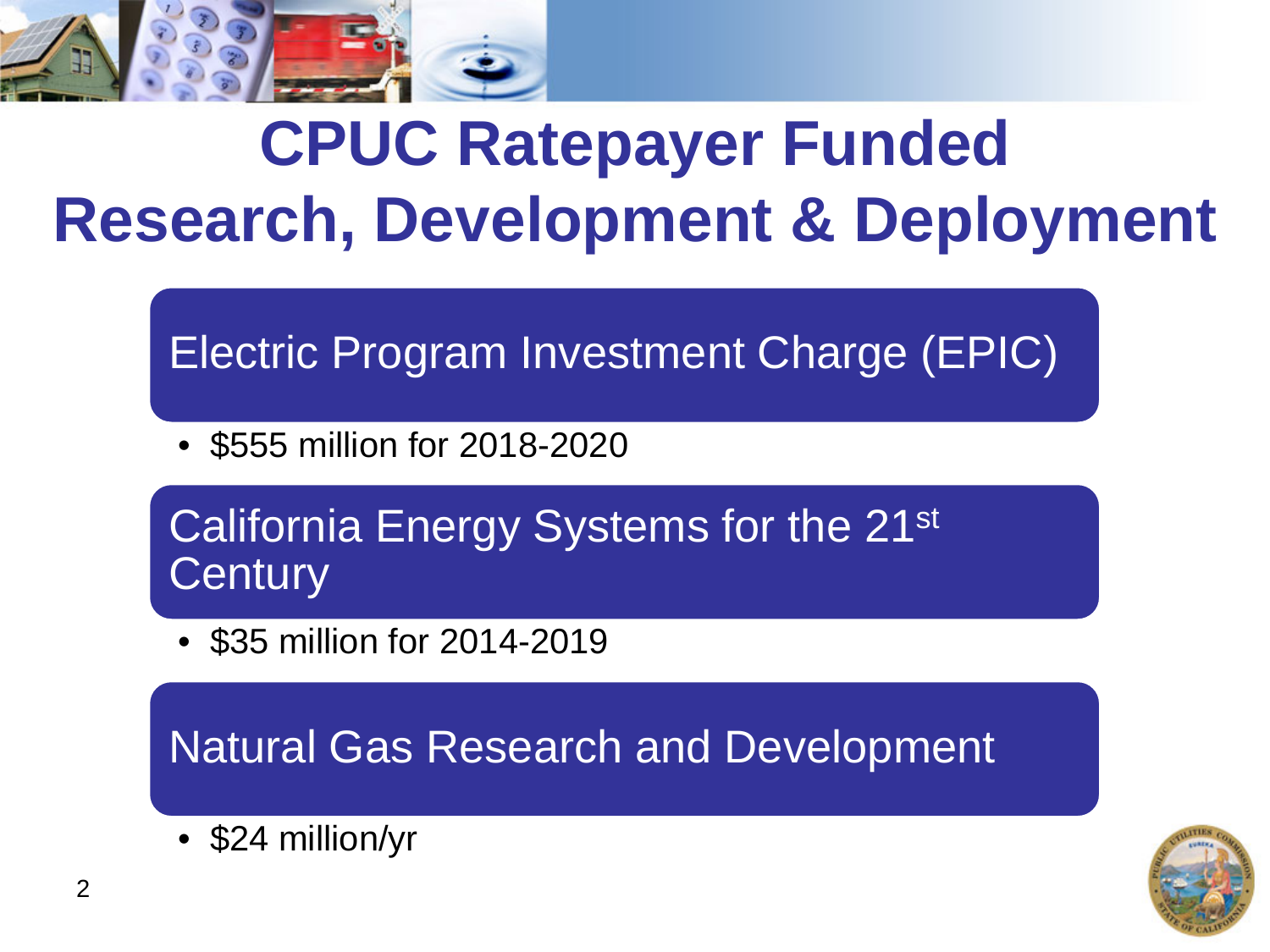# CPUC Ratepayer Funded Research, Development & Deployment

## Electric Program Investment Charge (EPIC)

- $555 million for 2018-2020

## California Energy Systems for the 21st Century

- $35 million for 2014-2019

## Natural Gas Research and Development

- $24 million/yr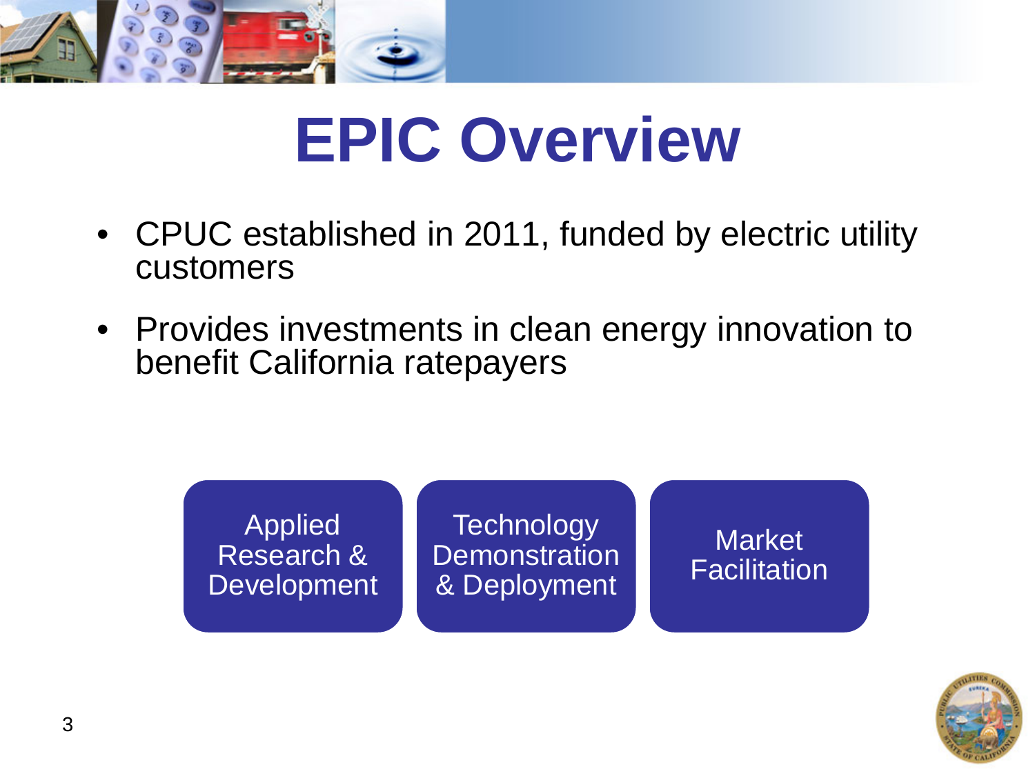# EPIC Overview

- CPUC established in 2011, funded by electric utility customers
- Provides investments in clean energy innovation to benefit California ratepayers

Applied Research & Development

Technology Demonstration & Deployment

Market Facilitation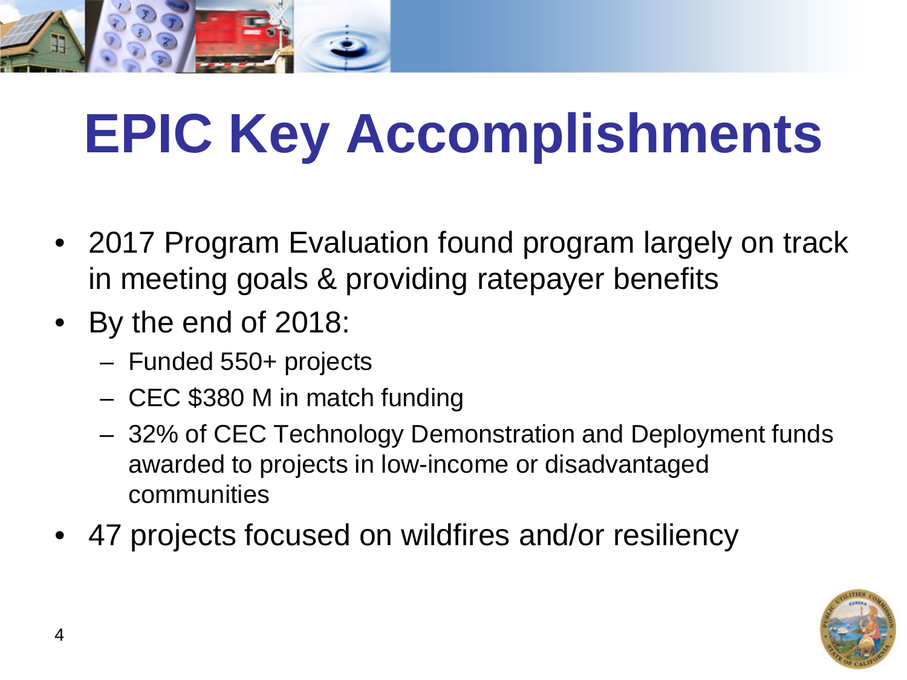# EPIC Key Accomplishments

- 2017 Program Evaluation found program largely on track in meeting goals & providing ratepayer benefits
- By the end of 2018:
  - Funded 550+ projects
  - CEC $380 M in match funding
  - 32% of CEC Technology Demonstration and Deployment funds awarded to projects in low-income or disadvantaged communities
- 47 projects focused on wildfires and/or resiliency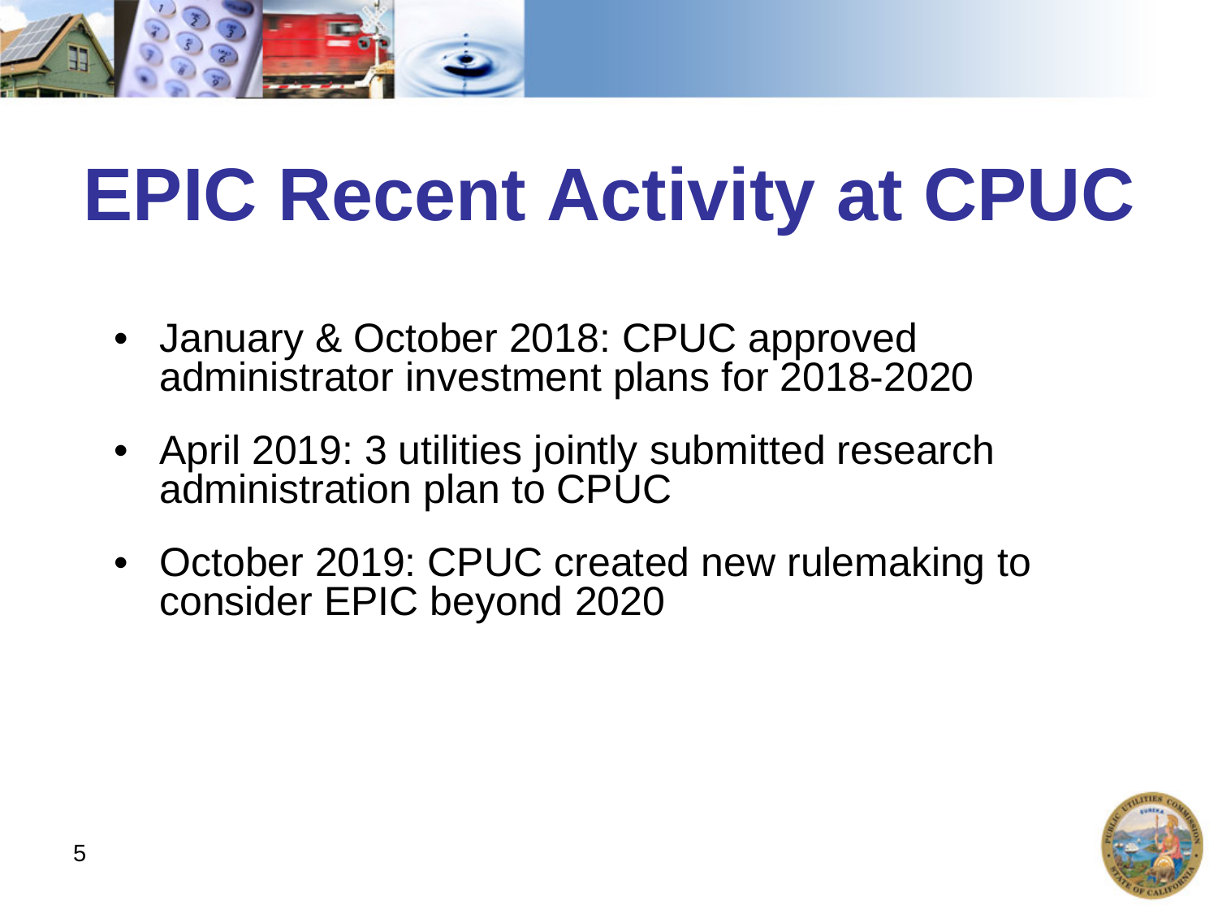# EPIC Recent Activity at CPUC

- January & October 2018: CPUC approved administrator investment plans for 2018-2020
- April 2019: 3 utilities jointly submitted research administration plan to CPUC
- October 2019: CPUC created new rulemaking to consider EPIC beyond 2020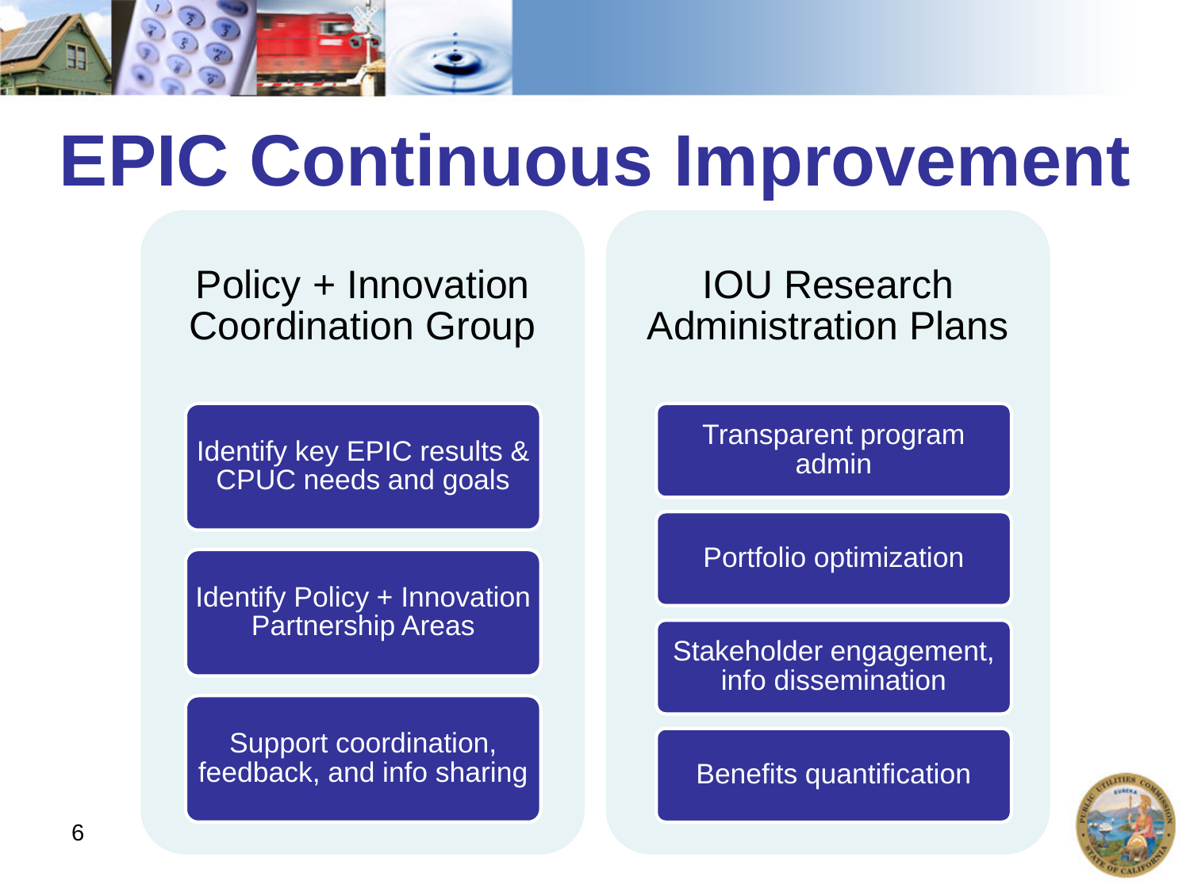# EPIC Continuous Improvement

## Policy + Innovation Coordination Group

- Identify key EPIC results & CPUC needs and goals
- Identify Policy + Innovation Partnership Areas
- Support coordination, feedback, and info sharing

## IOU Research Administration Plans

- Transparent program admin
- Portfolio optimization
- Stakeholder engagement, info dissemination
- Benefits quantification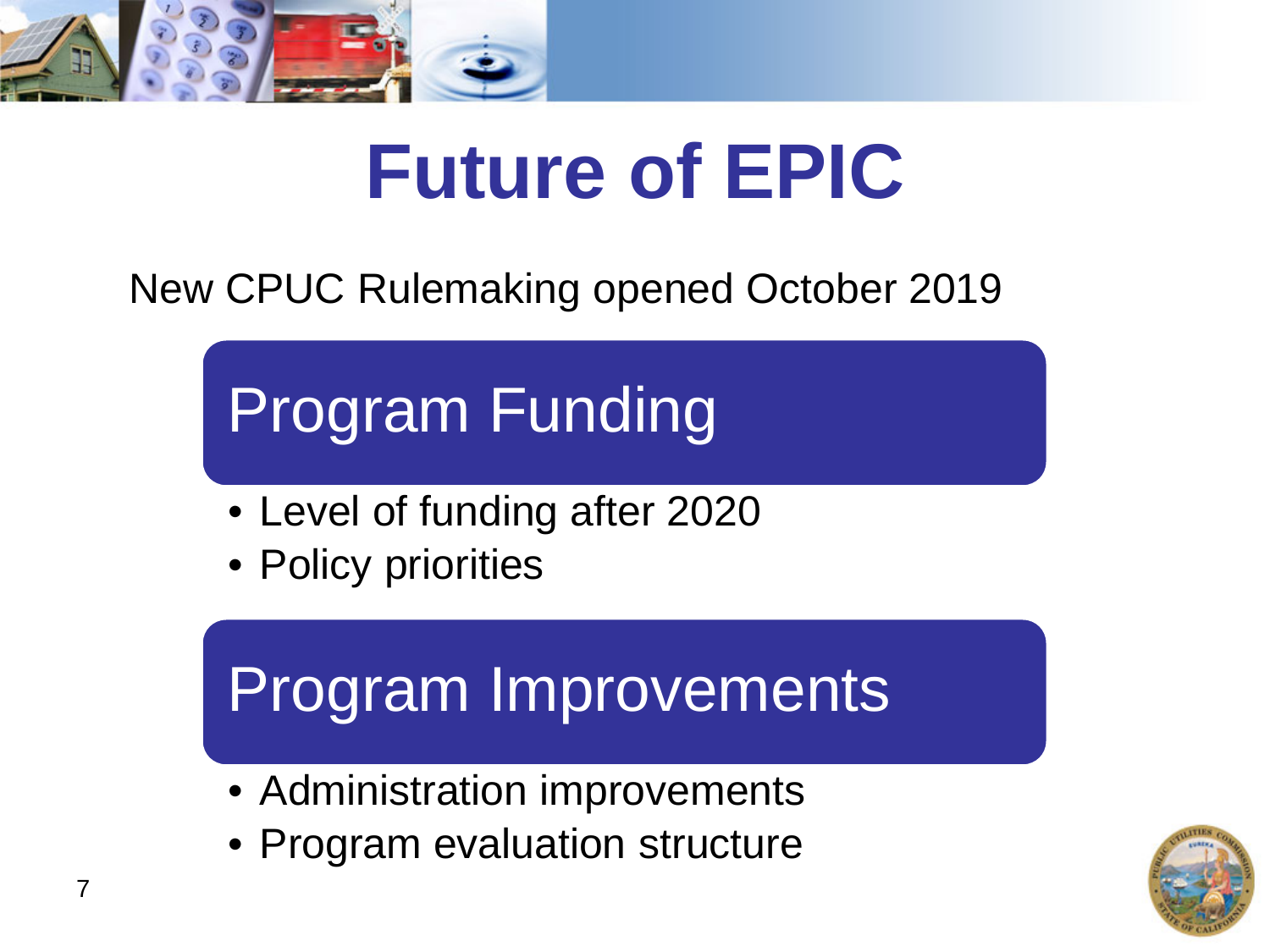# Future of EPIC

New CPUC Rulemaking opened October 2019

## Program Funding

- Level of funding after 2020
- Policy priorities

## Program Improvements

- Administration improvements
- Program evaluation structure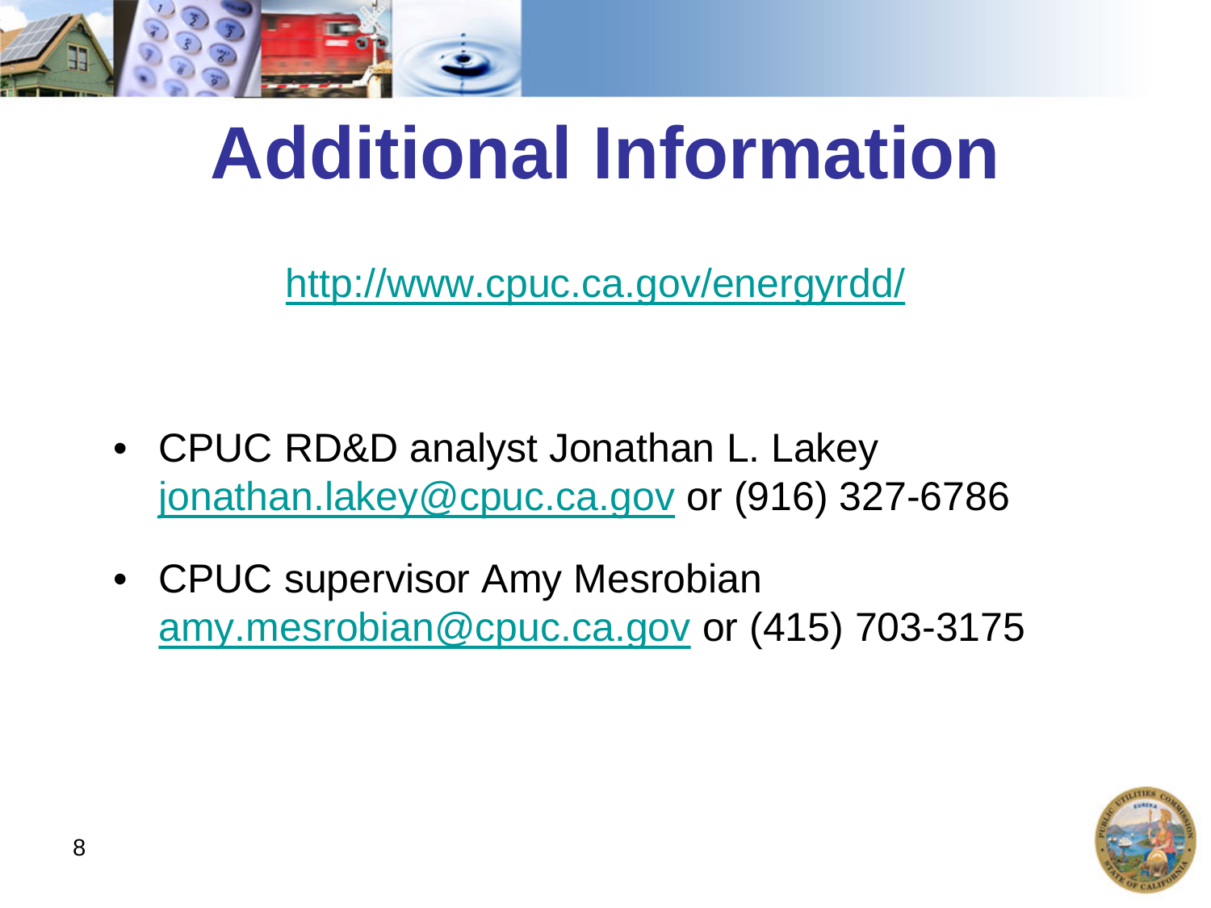# Additional Information

http://www.cpuc.ca.gov/energyrdd/

- CPUC RD&D analyst Jonathan L. Lakey
  jonathan.lakey@cpuc.ca.gov or (916) 327-6786
- CPUC supervisor Amy Mesrobian
  amy.mesrobian@cpuc.ca.gov or (415) 703-3175